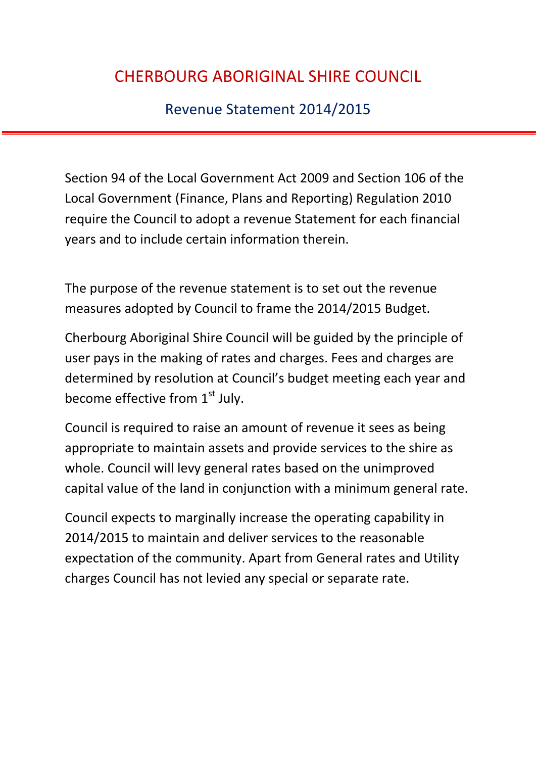# CHERBOURG ABORIGINAL SHIRE COUNCIL

## Revenue Statement 2014/2015

Section 94 of the Local Government Act 2009 and Section 106 of the Local Government (Finance, Plans and Reporting) Regulation 2010 require the Council to adopt a revenue Statement for each financial years and to include certain information therein.

The purpose of the revenue statement is to set out the revenue measures adopted by Council to frame the 2014/2015 Budget.

Cherbourg Aboriginal Shire Council will be guided by the principle of user pays in the making of rates and charges. Fees and charges are determined by resolution at Council's budget meeting each year and become effective from 1st July.

Council is required to raise an amount of revenue it sees as being appropriate to maintain assets and provide services to the shire as whole. Council will levy general rates based on the unimproved capital value of the land in conjunction with a minimum general rate.

Council expects to marginally increase the operating capability in 2014/2015 to maintain and deliver services to the reasonable expectation of the community. Apart from General rates and Utility charges Council has not levied any special or separate rate.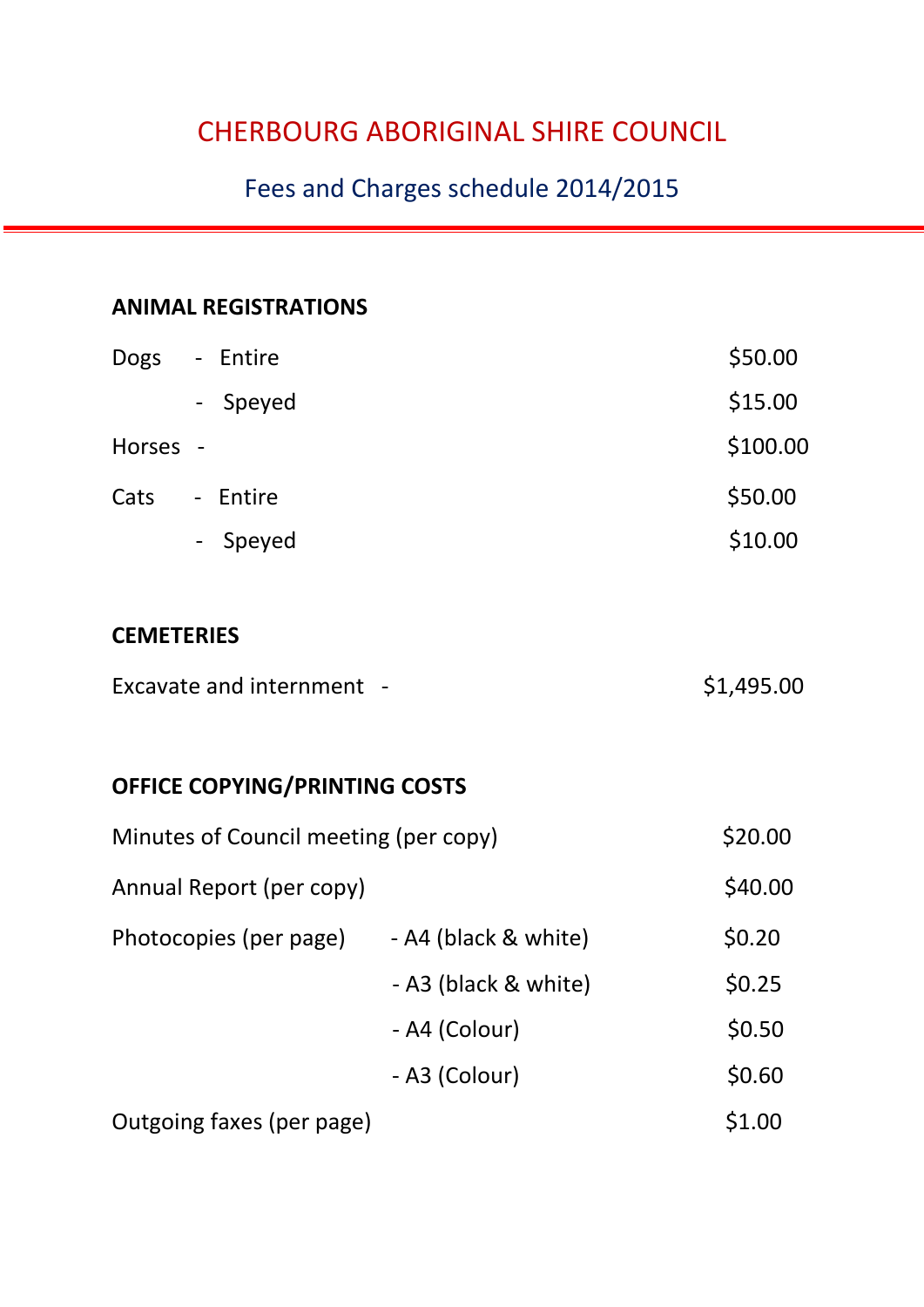# CHERBOURG ABORIGINAL SHIRE COUNCIL

## Fees and Charges schedule 2014/2015

### ANIMAL REGISTRATIONS

| | | |
|---|---|---|
| Dogs | - Entire | $50.00 |
| | - Speyed | $15.00 |
| Horses | - | $100.00 |
| Cats | - Entire | $50.00 |
| | - Speyed | $10.00 |

### CEMETERIES

| | |
|---|---|
| Excavate and internment - | $1,495.00 |

### OFFICE COPYING/PRINTING COSTS

| | | |
|---|---|---|
| Minutes of Council meeting (per copy) | | $20.00 |
| Annual Report (per copy) | | $40.00 |
| Photocopies (per page) | - A4 (black & white) | $0.20 |
| | - A3 (black & white) | $0.25 |
| | - A4 (Colour) | $0.50 |
| | - A3 (Colour) | $0.60 |
| Outgoing faxes (per page) | | $1.00 |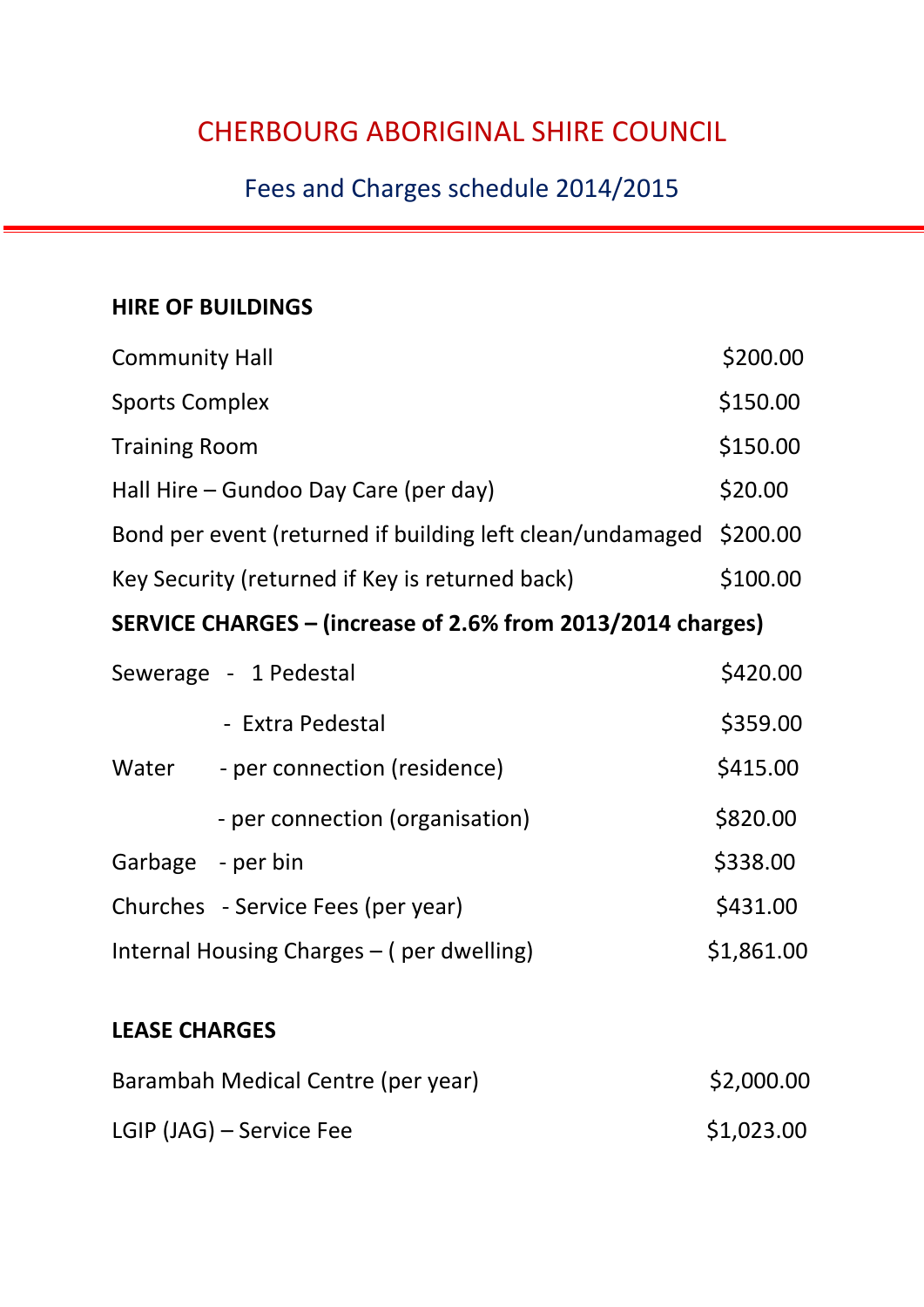# CHERBOURG ABORIGINAL SHIRE COUNCIL

## Fees and Charges schedule 2014/2015

### HIRE OF BUILDINGS

| | |
|---|---|
| Community Hall | $200.00 |
| Sports Complex | $150.00 |
| Training Room | $150.00 |
| Hall Hire – Gundoo Day Care (per day) | $20.00 |
| Bond per event (returned if building left clean/undamaged | $200.00 |
| Key Security (returned if Key is returned back) | $100.00 |

### SERVICE CHARGES – (increase of 2.6% from 2013/2014 charges)

| | | |
|---|---|---|
| Sewerage | - 1 Pedestal | $420.00 |
| | - Extra Pedestal | $359.00 |
| Water | - per connection (residence) | $415.00 |
| | - per connection (organisation) | $820.00 |
| Garbage | - per bin | $338.00 |
| Churches | - Service Fees (per year) | $431.00 |
| Internal Housing Charges – ( per dwelling) | | $1,861.00 |

### LEASE CHARGES

| | |
|---|---|
| Barambah Medical Centre (per year) | $2,000.00 |
| LGIP (JAG) – Service Fee | $1,023.00 |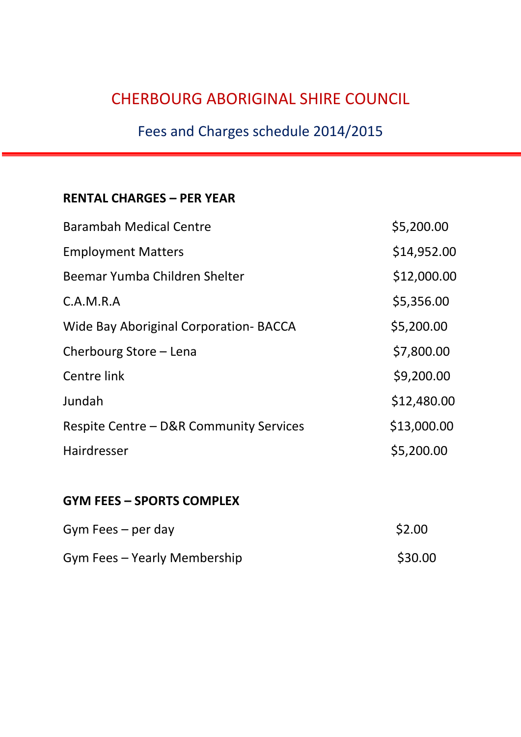# CHERBOURG ABORIGINAL SHIRE COUNCIL

## Fees and Charges schedule 2014/2015

**RENTAL CHARGES – PER YEAR**

| | |
|---|---|
| Barambah Medical Centre | $5,200.00 |
| Employment Matters | $14,952.00 |
| Beemar Yumba Children Shelter | $12,000.00 |
| C.A.M.R.A | $5,356.00 |
| Wide Bay Aboriginal Corporation- BACCA | $5,200.00 |
| Cherbourg Store – Lena | $7,800.00 |
| Centre link | $9,200.00 |
| Jundah | $12,480.00 |
| Respite Centre – D&R Community Services | $13,000.00 |
| Hairdresser | $5,200.00 |

**GYM FEES – SPORTS COMPLEX**

| | |
|---|---|
| Gym Fees – per day | $2.00 |
| Gym Fees – Yearly Membership | $30.00 |